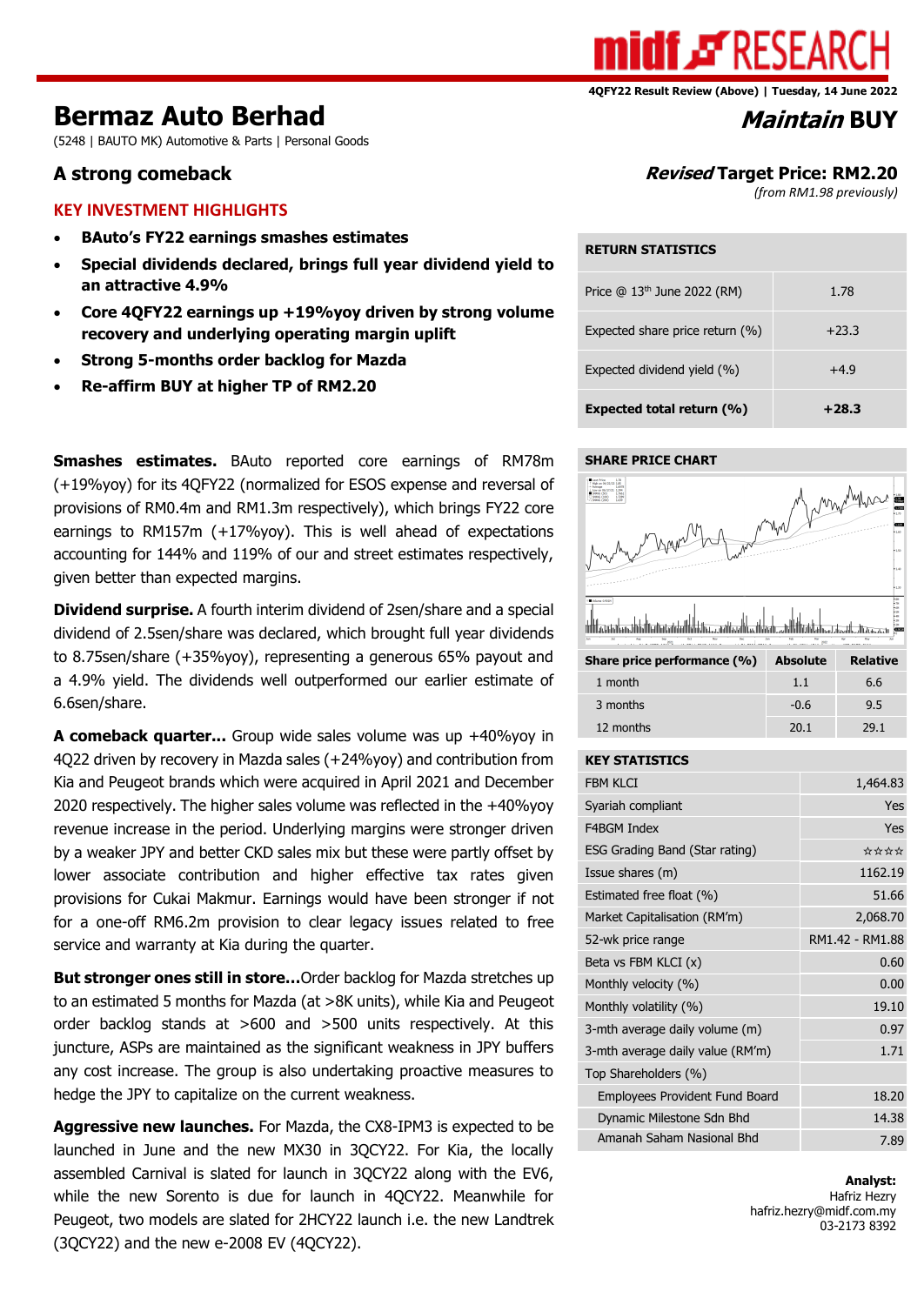4QFY22 Result Review (Above) | Tuesday, 14 June 2022

# Bermaz Auto Berhad

(5248 | BAUTO MK) Automotive & Parts | Personal Goods

## *Maintain* BUY

## A strong comeback

## *Revised* Target Price: RM2.20

*(from RM1.98 previously)*

### KEY INVESTMENT HIGHLIGHTS

- **BAuto's FY22 earnings smashes estimates**
- **Special dividends declared, brings full year dividend yield to an attractive 4.9%**
- **Core 4QFY22 earnings up +19%yoy driven by strong volume recovery and underlying operating margin uplift**
- **Strong 5-months order backlog for Mazda**
- **Re-affirm BUY at higher TP of RM2.20**

**Smashes estimates.** BAuto reported core earnings of RM78m (+19%yoy) for its 4QFY22 (normalized for ESOS expense and reversal of provisions of RM0.4m and RM1.3m respectively), which brings FY22 core earnings to RM157m (+17%yoy). This is well ahead of expectations accounting for 144% and 119% of our and street estimates respectively, given better than expected margins.

**Dividend surprise.** A fourth interim dividend of 2sen/share and a special dividend of 2.5sen/share was declared, which brought full year dividends to 8.75sen/share (+35%yoy), representing a generous 65% payout and a 4.9% yield. The dividends well outperformed our earlier estimate of 6.6sen/share.

**A comeback quarter...** Group wide sales volume was up +40%yoy in 4Q22 driven by recovery in Mazda sales (+24%yoy) and contribution from Kia and Peugeot brands which were acquired in April 2021 and December 2020 respectively. The higher sales volume was reflected in the +40%yoy revenue increase in the period. Underlying margins were stronger driven by a weaker JPY and better CKD sales mix but these were partly offset by lower associate contribution and higher effective tax rates given provisions for Cukai Makmur. Earnings would have been stronger if not for a one-off RM6.2m provision to clear legacy issues related to free service and warranty at Kia during the quarter.

**But stronger ones still in store...**Order backlog for Mazda stretches up to an estimated 5 months for Mazda (at >8K units), while Kia and Peugeot order backlog stands at >600 and >500 units respectively. At this juncture, ASPs are maintained as the significant weakness in JPY buffers any cost increase. The group is also undertaking proactive measures to hedge the JPY to capitalize on the current weakness.

**Aggressive new launches.** For Mazda, the CX8-IPM3 is expected to be launched in June and the new MX30 in 3QCY22. For Kia, the locally assembled Carnival is slated for launch in 3QCY22 along with the EV6, while the new Sorento is due for launch in 4QCY22. Meanwhile for Peugeot, two models are slated for 2HCY22 launch i.e. the new Landtrek (3QCY22) and the new e-2008 EV (4QCY22).

| RETURN STATISTICS | |
|---|---|
| Price @ 13th June 2022 (RM) | 1.78 |
| Expected share price return (%) | +23.3 |
| Expected dividend yield (%) | +4.9 |
| **Expected total return (%)** | **+28.3** |

**SHARE PRICE CHART**

| Share price performance (%) | Absolute | Relative |
|---|---|---|
| 1 month | 1.1 | 6.6 |
| 3 months | -0.6 | 9.5 |
| 12 months | 20.1 | 29.1 |

| KEY STATISTICS | |
|---|---|
| FBM KLCI | 1,464.83 |
| Syariah compliant | Yes |
| F4BGM Index | Yes |
| ESG Grading Band (Star rating) | ☆☆☆☆ |
| Issue shares (m) | 1162.19 |
| Estimated free float (%) | 51.66 |
| Market Capitalisation (RM'm) | 2,068.70 |
| 52-wk price range | RM1.42 - RM1.88 |
| Beta vs FBM KLCI (x) | 0.60 |
| Monthly velocity (%) | 0.00 |
| Monthly volatility (%) | 19.10 |
| 3-mth average daily volume (m) | 0.97 |
| 3-mth average daily value (RM'm) | 1.71 |
| Top Shareholders (%) | |
| Employees Provident Fund Board | 18.20 |
| Dynamic Milestone Sdn Bhd | 14.38 |
| Amanah Saham Nasional Bhd | 7.89 |

**Analyst:**
Hafriz Hezry
hafriz.hezry@midf.com.my
03-2173 8392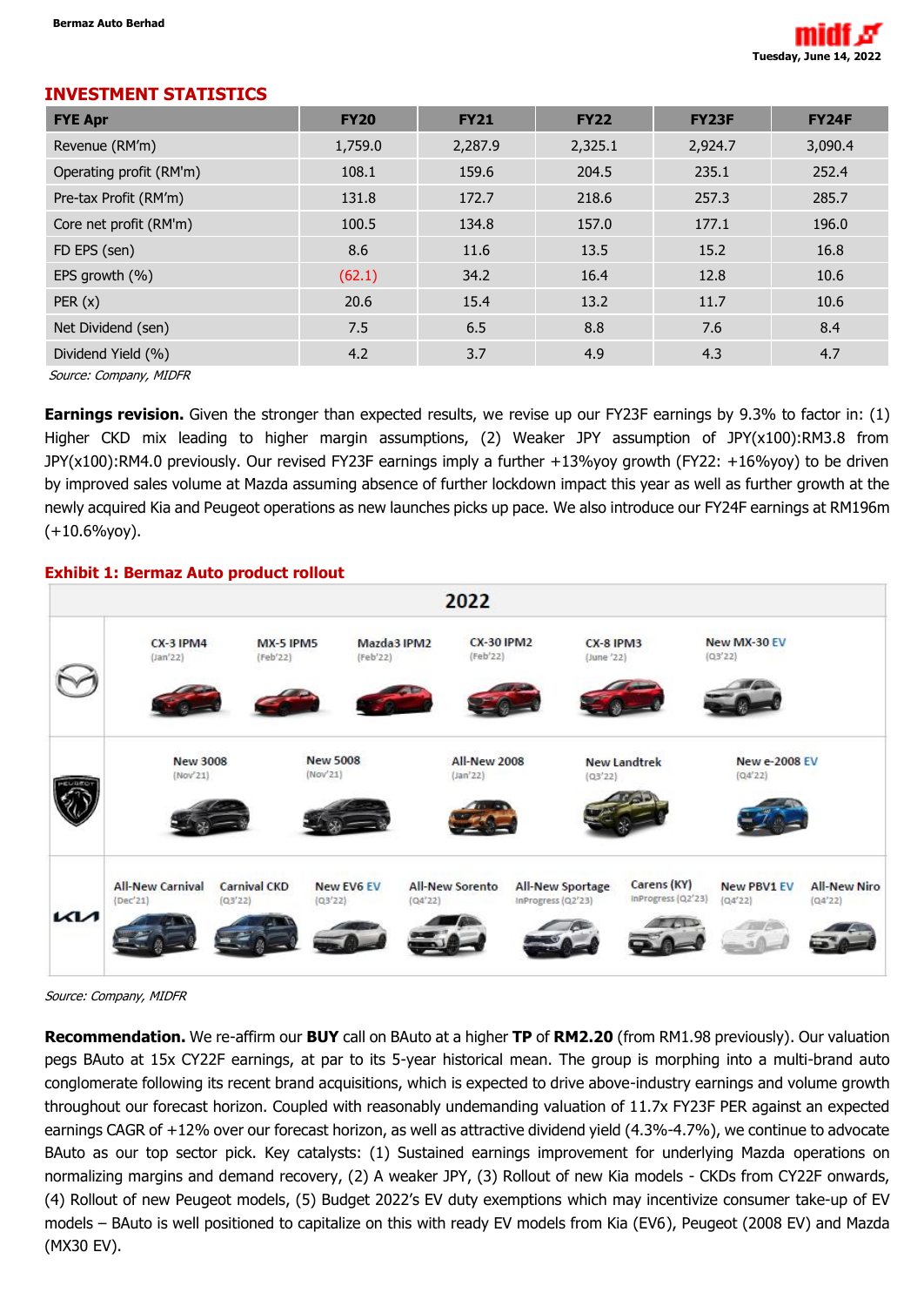## INVESTMENT STATISTICS

| FYE Apr | FY20 | FY21 | FY22 | FY23F | FY24F |
|---|---|---|---|---|---|
| Revenue (RM'm) | 1,759.0 | 2,287.9 | 2,325.1 | 2,924.7 | 3,090.4 |
| Operating profit (RM'm) | 108.1 | 159.6 | 204.5 | 235.1 | 252.4 |
| Pre-tax Profit (RM'm) | 131.8 | 172.7 | 218.6 | 257.3 | 285.7 |
| Core net profit (RM'm) | 100.5 | 134.8 | 157.0 | 177.1 | 196.0 |
| FD EPS (sen) | 8.6 | 11.6 | 13.5 | 15.2 | 16.8 |
| EPS growth (%) | (62.1) | 34.2 | 16.4 | 12.8 | 10.6 |
| PER (x) | 20.6 | 15.4 | 13.2 | 11.7 | 10.6 |
| Net Dividend (sen) | 7.5 | 6.5 | 8.8 | 7.6 | 8.4 |
| Dividend Yield (%) | 4.2 | 3.7 | 4.9 | 4.3 | 4.7 |

*Source: Company, MIDFR*

**Earnings revision.** Given the stronger than expected results, we revise up our FY23F earnings by 9.3% to factor in: (1) Higher CKD mix leading to higher margin assumptions, (2) Weaker JPY assumption of JPY(x100):RM3.8 from JPY(x100):RM4.0 previously. Our revised FY23F earnings imply a further +13%yoy growth (FY22: +16%yoy) to be driven by improved sales volume at Mazda assuming absence of further lockdown impact this year as well as further growth at the newly acquired Kia and Peugeot operations as new launches picks up pace. We also introduce our FY24F earnings at RM196m (+10.6%yoy).

### Exhibit 1: Bermaz Auto product rollout

**2022**

| Brand | | | | | | | | |
|---|---|---|---|---|---|---|---|---|
| Mazda | CX-3 IPM4 (Jan'22) | MX-5 IPM5 (Feb'22) | Mazda3 IPM2 (Feb'22) | CX-30 IPM2 (Feb'22) | CX-8 IPM3 (June '22) | New MX-30 EV (Q3'22) | | |
| Peugeot | New 3008 (Nov'21) | New 5008 (Nov'21) | All-New 2008 (Jan'22) | New Landtrek (Q3'22) | New e-2008 EV (Q4'22) | | | |
| Kia | All-New Carnival (Dec'21) | Carnival CKD (Q3'22) | New EV6 EV (Q3'22) | All-New Sorento (Q4'22) | All-New Sportage InProgress (Q2'23) | Carens (KY) InProgress (Q2'23) | New PBV1 EV (Q4'22) | All-New Niro (Q4'22) |

*Source: Company, MIDFR*

**Recommendation.** We re-affirm our **BUY** call on BAuto at a higher **TP** of **RM2.20** (from RM1.98 previously). Our valuation pegs BAuto at 15x CY22F earnings, at par to its 5-year historical mean. The group is morphing into a multi-brand auto conglomerate following its recent brand acquisitions, which is expected to drive above-industry earnings and volume growth throughout our forecast horizon. Coupled with reasonably undemanding valuation of 11.7x FY23F PER against an expected earnings CAGR of +12% over our forecast horizon, as well as attractive dividend yield (4.3%-4.7%), we continue to advocate BAuto as our top sector pick. Key catalysts: (1) Sustained earnings improvement for underlying Mazda operations on normalizing margins and demand recovery, (2) A weaker JPY, (3) Rollout of new Kia models - CKDs from CY22F onwards, (4) Rollout of new Peugeot models, (5) Budget 2022's EV duty exemptions which may incentivize consumer take-up of EV models – BAuto is well positioned to capitalize on this with ready EV models from Kia (EV6), Peugeot (2008 EV) and Mazda (MX30 EV).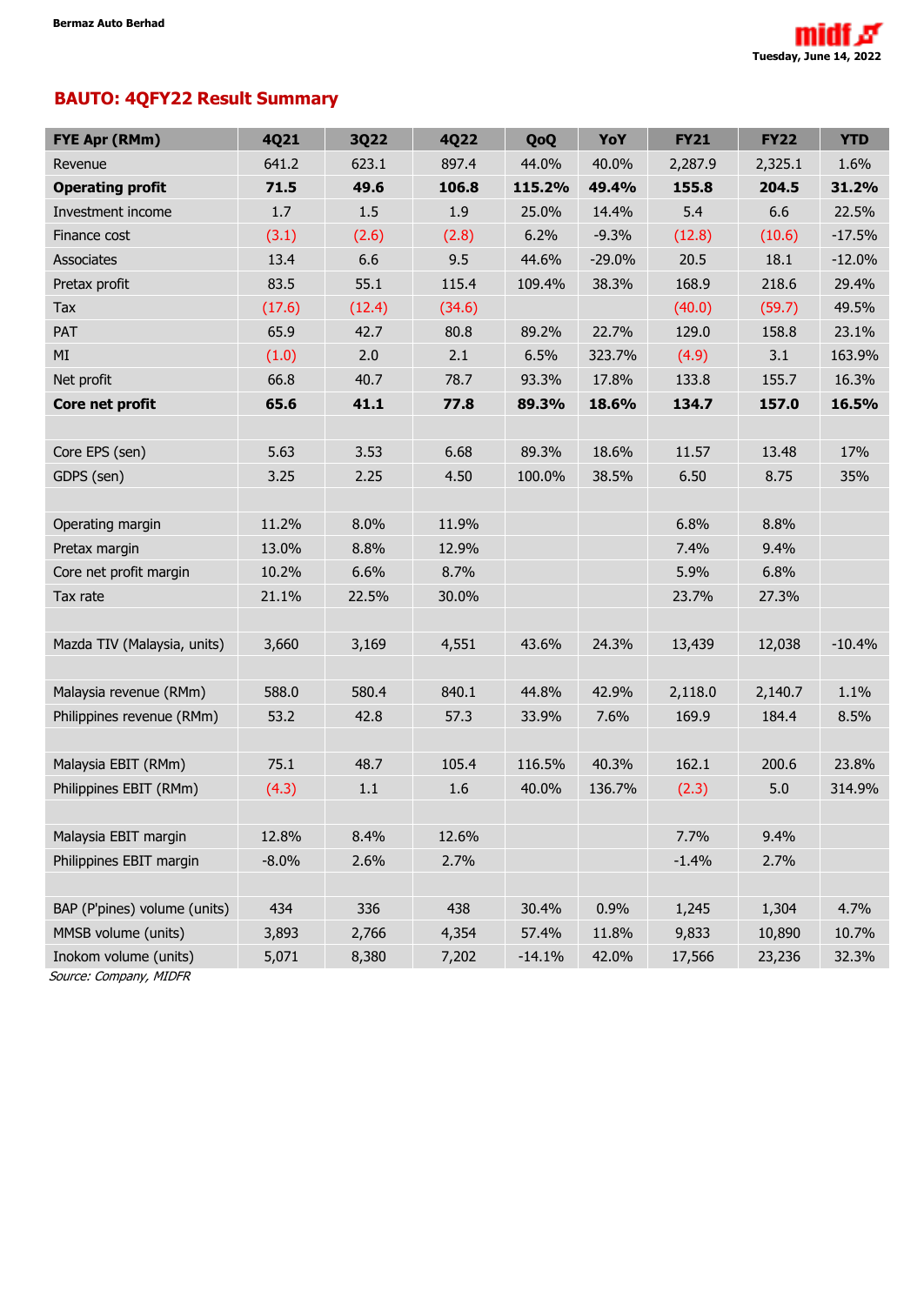## BAUTO: 4QFY22 Result Summary

| FYE Apr (RMm) | 4Q21 | 3Q22 | 4Q22 | QoQ | YoY | FY21 | FY22 | YTD |
|---|---|---|---|---|---|---|---|---|
| Revenue | 641.2 | 623.1 | 897.4 | 44.0% | 40.0% | 2,287.9 | 2,325.1 | 1.6% |
| **Operating profit** | **71.5** | **49.6** | **106.8** | **115.2%** | **49.4%** | **155.8** | **204.5** | **31.2%** |
| Investment income | 1.7 | 1.5 | 1.9 | 25.0% | 14.4% | 5.4 | 6.6 | 22.5% |
| Finance cost | (3.1) | (2.6) | (2.8) | 6.2% | -9.3% | (12.8) | (10.6) | -17.5% |
| Associates | 13.4 | 6.6 | 9.5 | 44.6% | -29.0% | 20.5 | 18.1 | -12.0% |
| Pretax profit | 83.5 | 55.1 | 115.4 | 109.4% | 38.3% | 168.9 | 218.6 | 29.4% |
| Tax | (17.6) | (12.4) | (34.6) | | | (40.0) | (59.7) | 49.5% |
| PAT | 65.9 | 42.7 | 80.8 | 89.2% | 22.7% | 129.0 | 158.8 | 23.1% |
| MI | (1.0) | 2.0 | 2.1 | 6.5% | 323.7% | (4.9) | 3.1 | 163.9% |
| Net profit | 66.8 | 40.7 | 78.7 | 93.3% | 17.8% | 133.8 | 155.7 | 16.3% |
| **Core net profit** | **65.6** | **41.1** | **77.8** | **89.3%** | **18.6%** | **134.7** | **157.0** | **16.5%** |
| | | | | | | | | |
| Core EPS (sen) | 5.63 | 3.53 | 6.68 | 89.3% | 18.6% | 11.57 | 13.48 | 17% |
| GDPS (sen) | 3.25 | 2.25 | 4.50 | 100.0% | 38.5% | 6.50 | 8.75 | 35% |
| | | | | | | | | |
| Operating margin | 11.2% | 8.0% | 11.9% | | | 6.8% | 8.8% | |
| Pretax margin | 13.0% | 8.8% | 12.9% | | | 7.4% | 9.4% | |
| Core net profit margin | 10.2% | 6.6% | 8.7% | | | 5.9% | 6.8% | |
| Tax rate | 21.1% | 22.5% | 30.0% | | | 23.7% | 27.3% | |
| | | | | | | | | |
| Mazda TIV (Malaysia, units) | 3,660 | 3,169 | 4,551 | 43.6% | 24.3% | 13,439 | 12,038 | -10.4% |
| | | | | | | | | |
| Malaysia revenue (RMm) | 588.0 | 580.4 | 840.1 | 44.8% | 42.9% | 2,118.0 | 2,140.7 | 1.1% |
| Philippines revenue (RMm) | 53.2 | 42.8 | 57.3 | 33.9% | 7.6% | 169.9 | 184.4 | 8.5% |
| | | | | | | | | |
| Malaysia EBIT (RMm) | 75.1 | 48.7 | 105.4 | 116.5% | 40.3% | 162.1 | 200.6 | 23.8% |
| Philippines EBIT (RMm) | (4.3) | 1.1 | 1.6 | 40.0% | 136.7% | (2.3) | 5.0 | 314.9% |
| | | | | | | | | |
| Malaysia EBIT margin | 12.8% | 8.4% | 12.6% | | | 7.7% | 9.4% | |
| Philippines EBIT margin | -8.0% | 2.6% | 2.7% | | | -1.4% | 2.7% | |
| | | | | | | | | |
| BAP (P'pines) volume (units) | 434 | 336 | 438 | 30.4% | 0.9% | 1,245 | 1,304 | 4.7% |
| MMSB volume (units) | 3,893 | 2,766 | 4,354 | 57.4% | 11.8% | 9,833 | 10,890 | 10.7% |
| Inokom volume (units) | 5,071 | 8,380 | 7,202 | -14.1% | 42.0% | 17,566 | 23,236 | 32.3% |

*Source: Company, MIDFR*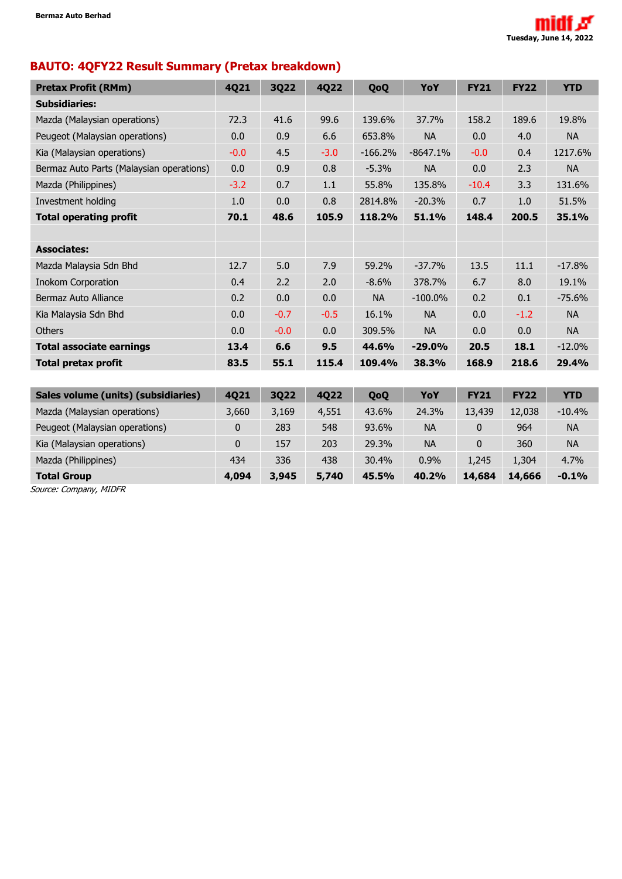## BAUTO: 4QFY22 Result Summary (Pretax breakdown)

| Pretax Profit (RMm) | 4Q21 | 3Q22 | 4Q22 | QoQ | YoY | FY21 | FY22 | YTD |
|---|---|---|---|---|---|---|---|---|
| **Subsidiaries:** | | | | | | | | |
| Mazda (Malaysian operations) | 72.3 | 41.6 | 99.6 | 139.6% | 37.7% | 158.2 | 189.6 | 19.8% |
| Peugeot (Malaysian operations) | 0.0 | 0.9 | 6.6 | 653.8% | NA | 0.0 | 4.0 | NA |
| Kia (Malaysian operations) | -0.0 | 4.5 | -3.0 | -166.2% | -8647.1% | -0.0 | 0.4 | 1217.6% |
| Bermaz Auto Parts (Malaysian operations) | 0.0 | 0.9 | 0.8 | -5.3% | NA | 0.0 | 2.3 | NA |
| Mazda (Philippines) | -3.2 | 0.7 | 1.1 | 55.8% | 135.8% | -10.4 | 3.3 | 131.6% |
| Investment holding | 1.0 | 0.0 | 0.8 | 2814.8% | -20.3% | 0.7 | 1.0 | 51.5% |
| **Total operating profit** | **70.1** | **48.6** | **105.9** | **118.2%** | **51.1%** | **148.4** | **200.5** | **35.1%** |
| | | | | | | | | |
| **Associates:** | | | | | | | | |
| Mazda Malaysia Sdn Bhd | 12.7 | 5.0 | 7.9 | 59.2% | -37.7% | 13.5 | 11.1 | -17.8% |
| Inokom Corporation | 0.4 | 2.2 | 2.0 | -8.6% | 378.7% | 6.7 | 8.0 | 19.1% |
| Bermaz Auto Alliance | 0.2 | 0.0 | 0.0 | NA | -100.0% | 0.2 | 0.1 | -75.6% |
| Kia Malaysia Sdn Bhd | 0.0 | -0.7 | -0.5 | 16.1% | NA | 0.0 | -1.2 | NA |
| Others | 0.0 | -0.0 | 0.0 | 309.5% | NA | 0.0 | 0.0 | NA |
| **Total associate earnings** | **13.4** | **6.6** | **9.5** | **44.6%** | **-29.0%** | **20.5** | **18.1** | -12.0% |
| **Total pretax profit** | **83.5** | **55.1** | **115.4** | **109.4%** | **38.3%** | **168.9** | **218.6** | **29.4%** |

| Sales volume (units) (subsidiaries) | 4Q21 | 3Q22 | 4Q22 | QoQ | YoY | FY21 | FY22 | YTD |
|---|---|---|---|---|---|---|---|---|
| Mazda (Malaysian operations) | 3,660 | 3,169 | 4,551 | 43.6% | 24.3% | 13,439 | 12,038 | -10.4% |
| Peugeot (Malaysian operations) | 0 | 283 | 548 | 93.6% | NA | 0 | 964 | NA |
| Kia (Malaysian operations) | 0 | 157 | 203 | 29.3% | NA | 0 | 360 | NA |
| Mazda (Philippines) | 434 | 336 | 438 | 30.4% | 0.9% | 1,245 | 1,304 | 4.7% |
| **Total Group** | **4,094** | **3,945** | **5,740** | **45.5%** | **40.2%** | **14,684** | **14,666** | **-0.1%** |

*Source: Company, MIDFR*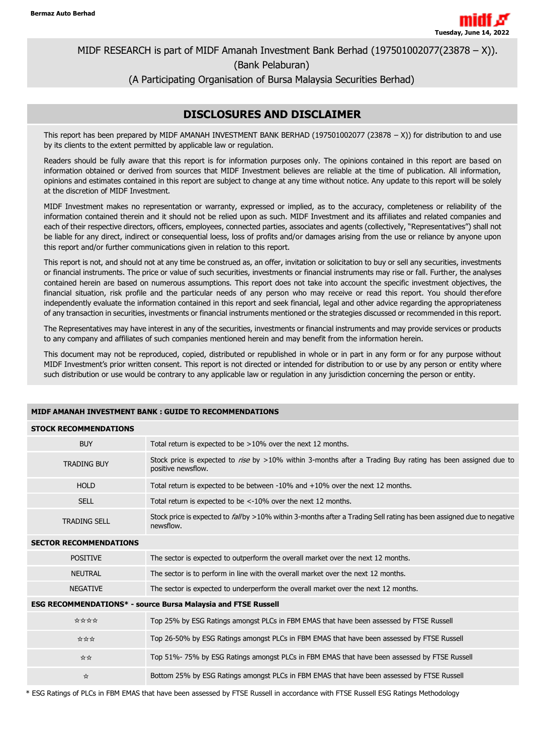MIDF RESEARCH is part of MIDF Amanah Investment Bank Berhad (197501002077(23878 – X)).
(Bank Pelaburan)
(A Participating Organisation of Bursa Malaysia Securities Berhad)

## DISCLOSURES AND DISCLAIMER

This report has been prepared by MIDF AMANAH INVESTMENT BANK BERHAD (197501002077 (23878 – X)) for distribution to and use by its clients to the extent permitted by applicable law or regulation.

Readers should be fully aware that this report is for information purposes only. The opinions contained in this report are based on information obtained or derived from sources that MIDF Investment believes are reliable at the time of publication. All information, opinions and estimates contained in this report are subject to change at any time without notice. Any update to this report will be solely at the discretion of MIDF Investment.

MIDF Investment makes no representation or warranty, expressed or implied, as to the accuracy, completeness or reliability of the information contained therein and it should not be relied upon as such. MIDF Investment and its affiliates and related companies and each of their respective directors, officers, employees, connected parties, associates and agents (collectively, "Representatives") shall not be liable for any direct, indirect or consequential loess, loss of profits and/or damages arising from the use or reliance by anyone upon this report and/or further communications given in relation to this report.

This report is not, and should not at any time be construed as, an offer, invitation or solicitation to buy or sell any securities, investments or financial instruments. The price or value of such securities, investments or financial instruments may rise or fall. Further, the analyses contained herein are based on numerous assumptions. This report does not take into account the specific investment objectives, the financial situation, risk profile and the particular needs of any person who may receive or read this report. You should therefore independently evaluate the information contained in this report and seek financial, legal and other advice regarding the appropriateness of any transaction in securities, investments or financial instruments mentioned or the strategies discussed or recommended in this report.

The Representatives may have interest in any of the securities, investments or financial instruments and may provide services or products to any company and affiliates of such companies mentioned herein and may benefit from the information herein.

This document may not be reproduced, copied, distributed or republished in whole or in part in any form or for any purpose without MIDF Investment's prior written consent. This report is not directed or intended for distribution to or use by any person or entity where such distribution or use would be contrary to any applicable law or regulation in any jurisdiction concerning the person or entity.

| **MIDF AMANAH INVESTMENT BANK : GUIDE TO RECOMMENDATIONS** | |
|---|---|
| **STOCK RECOMMENDATIONS** | |
| BUY | Total return is expected to be >10% over the next 12 months. |
| TRADING BUY | Stock price is expected to *rise* by >10% within 3-months after a Trading Buy rating has been assigned due to positive newsflow. |
| HOLD | Total return is expected to be between -10% and +10% over the next 12 months. |
| SELL | Total return is expected to be <-10% over the next 12 months. |
| TRADING SELL | Stock price is expected to *fall* by >10% within 3-months after a Trading Sell rating has been assigned due to negative newsflow. |
| **SECTOR RECOMMENDATIONS** | |
| POSITIVE | The sector is expected to outperform the overall market over the next 12 months. |
| NEUTRAL | The sector is to perform in line with the overall market over the next 12 months. |
| NEGATIVE | The sector is expected to underperform the overall market over the next 12 months. |
| **ESG RECOMMENDATIONS\* - source Bursa Malaysia and FTSE Russell** | |
| ☆☆☆☆ | Top 25% by ESG Ratings amongst PLCs in FBM EMAS that have been assessed by FTSE Russell |
| ☆☆☆ | Top 26-50% by ESG Ratings amongst PLCs in FBM EMAS that have been assessed by FTSE Russell |
| ☆☆ | Top 51%- 75% by ESG Ratings amongst PLCs in FBM EMAS that have been assessed by FTSE Russell |
| ☆ | Bottom 25% by ESG Ratings amongst PLCs in FBM EMAS that have been assessed by FTSE Russell |

\* ESG Ratings of PLCs in FBM EMAS that have been assessed by FTSE Russell in accordance with FTSE Russell ESG Ratings Methodology